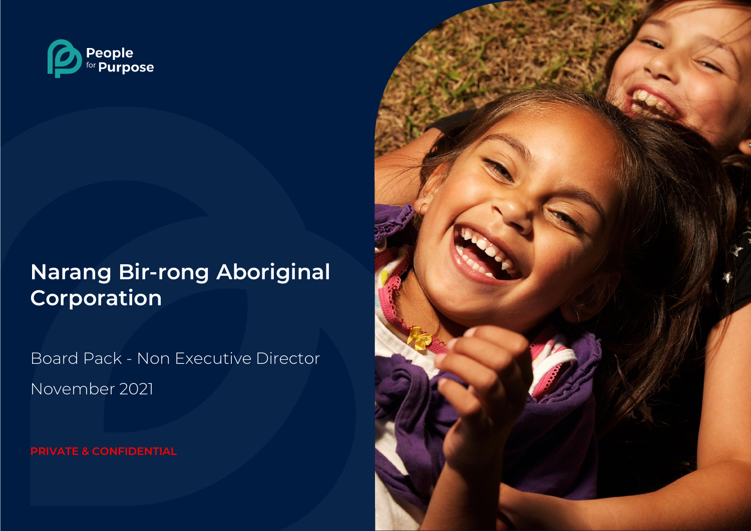People for Purpose

# Narang Bir-rong Aboriginal Corporation

Board Pack - Non Executive Director

November 2021

PRIVATE & CONFIDENTIAL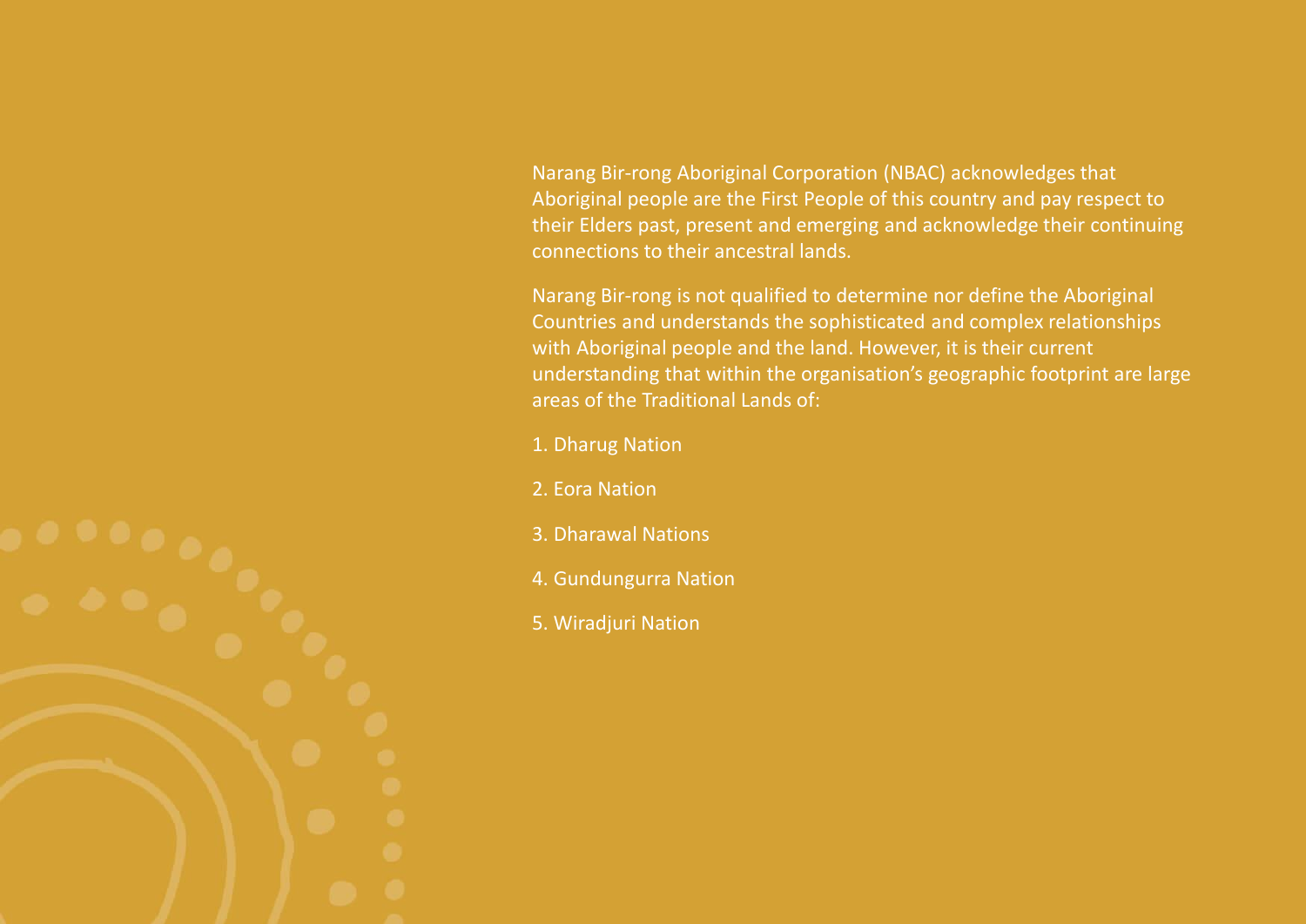Narang Bir-rong Aboriginal Corporation (NBAC) acknowledges that Aboriginal people are the First People of this country and pay respect to their Elders past, present and emerging and acknowledge their continuing connections to their ancestral lands.

Narang Bir-rong is not qualified to determine nor define the Aboriginal Countries and understands the sophisticated and complex relationships with Aboriginal people and the land. However, it is their current understanding that within the organisation's geographic footprint are large areas of the Traditional Lands of:

1. Dharug Nation
2. Eora Nation
3. Dharawal Nations
4. Gundungurra Nation
5. Wiradjuri Nation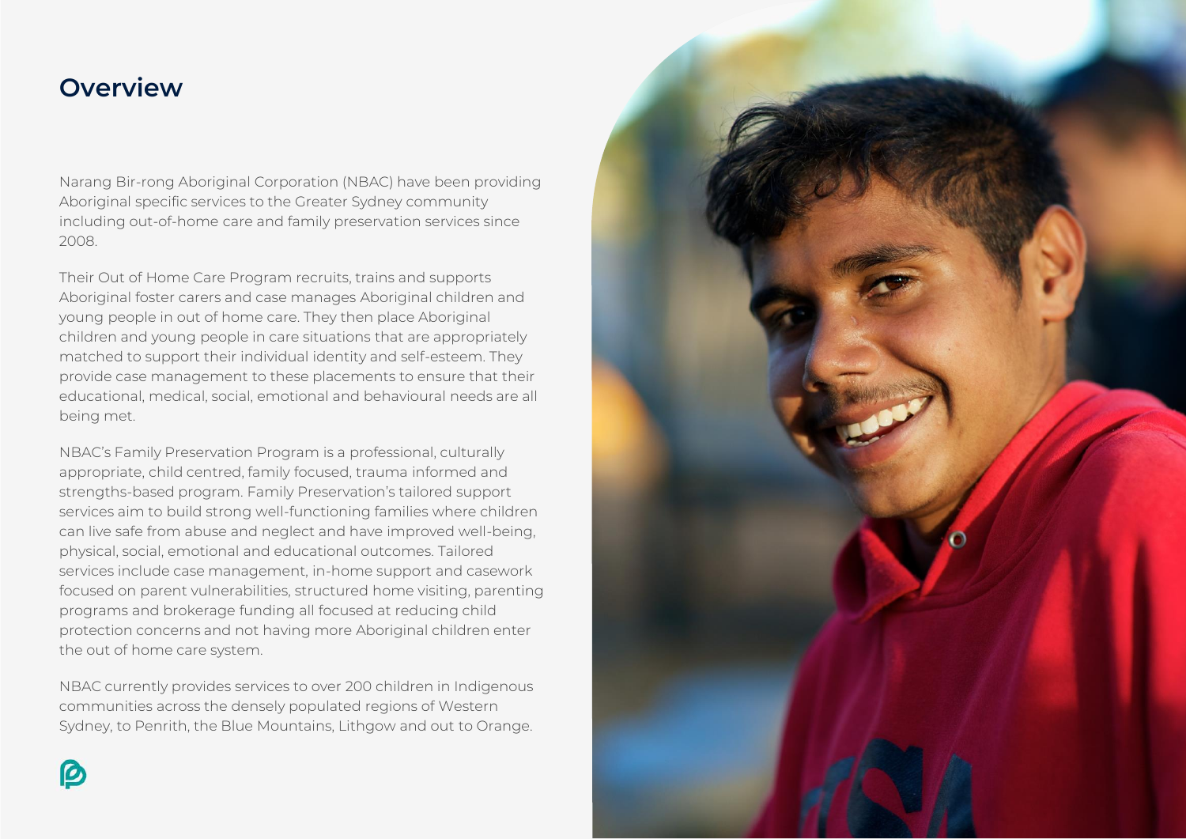## Overview

Narang Bir-rong Aboriginal Corporation (NBAC) have been providing Aboriginal specific services to the Greater Sydney community including out-of-home care and family preservation services since 2008.

Their Out of Home Care Program recruits, trains and supports Aboriginal foster carers and case manages Aboriginal children and young people in out of home care. They then place Aboriginal children and young people in care situations that are appropriately matched to support their individual identity and self-esteem. They provide case management to these placements to ensure that their educational, medical, social, emotional and behavioural needs are all being met.

NBAC's Family Preservation Program is a professional, culturally appropriate, child centred, family focused, trauma informed and strengths-based program. Family Preservation's tailored support services aim to build strong well-functioning families where children can live safe from abuse and neglect and have improved well-being, physical, social, emotional and educational outcomes. Tailored services include case management, in-home support and casework focused on parent vulnerabilities, structured home visiting, parenting programs and brokerage funding all focused at reducing child protection concerns and not having more Aboriginal children enter the out of home care system.

NBAC currently provides services to over 200 children in Indigenous communities across the densely populated regions of Western Sydney, to Penrith, the Blue Mountains, Lithgow and out to Orange.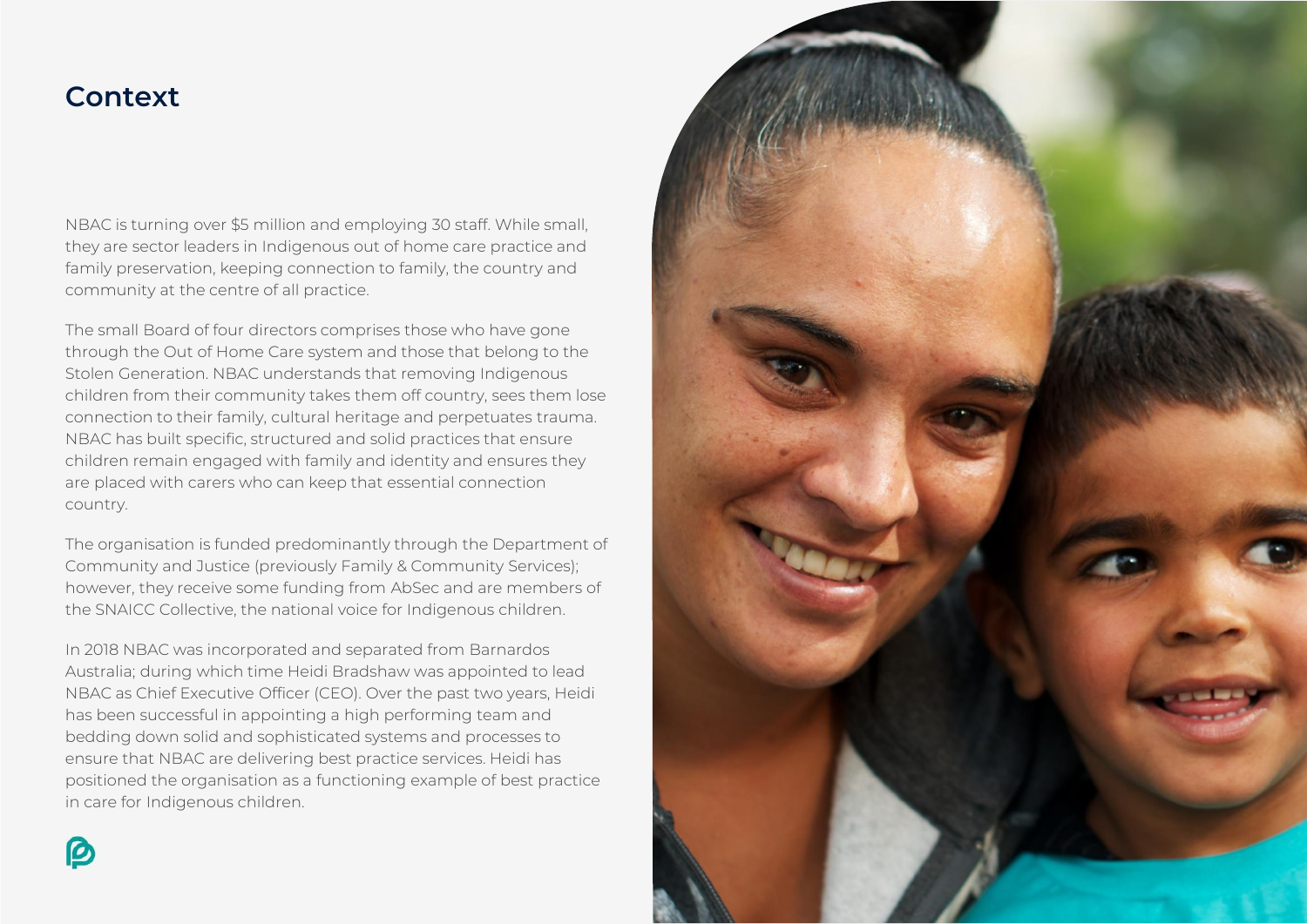## Context

NBAC is turning over $5 million and employing 30 staff. While small, they are sector leaders in Indigenous out of home care practice and family preservation, keeping connection to family, the country and community at the centre of all practice.

The small Board of four directors comprises those who have gone through the Out of Home Care system and those that belong to the Stolen Generation. NBAC understands that removing Indigenous children from their community takes them off country, sees them lose connection to their family, cultural heritage and perpetuates trauma. NBAC has built specific, structured and solid practices that ensure children remain engaged with family and identity and ensures they are placed with carers who can keep that essential connection country.

The organisation is funded predominantly through the Department of Community and Justice (previously Family & Community Services); however, they receive some funding from AbSec and are members of the SNAICC Collective, the national voice for Indigenous children.

In 2018 NBAC was incorporated and separated from Barnardos Australia; during which time Heidi Bradshaw was appointed to lead NBAC as Chief Executive Officer (CEO). Over the past two years, Heidi has been successful in appointing a high performing team and bedding down solid and sophisticated systems and processes to ensure that NBAC are delivering best practice services. Heidi has positioned the organisation as a functioning example of best practice in care for Indigenous children.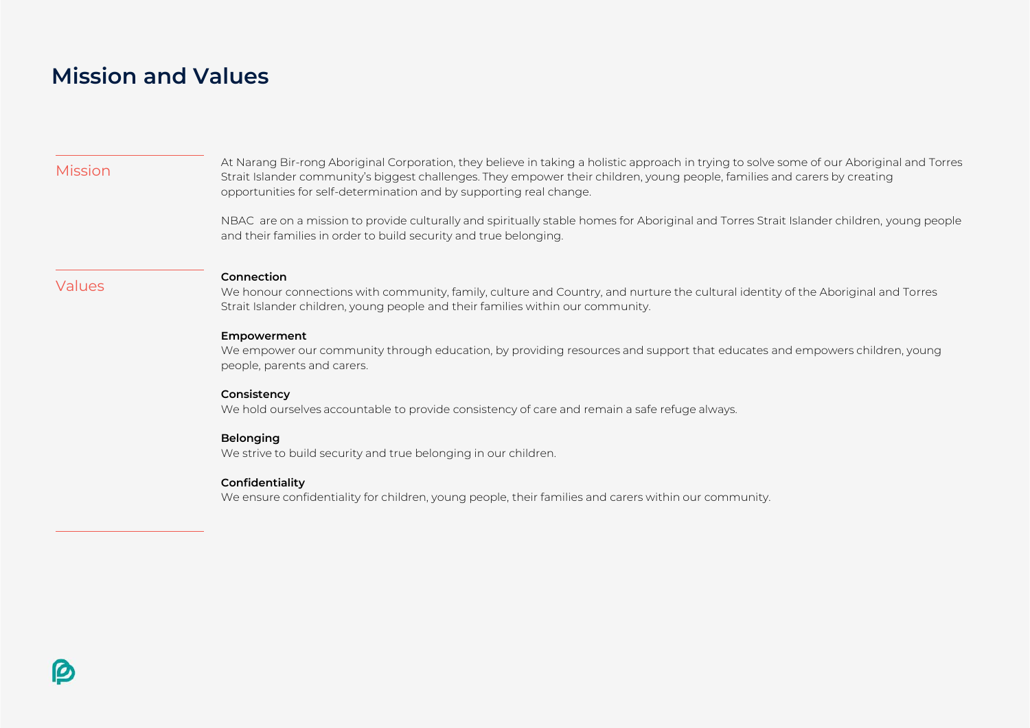# Mission and Values

## Mission

At Narang Bir-rong Aboriginal Corporation, they believe in taking a holistic approach in trying to solve some of our Aboriginal and Torres Strait Islander community's biggest challenges. They empower their children, young people, families and carers by creating opportunities for self-determination and by supporting real change.

NBAC are on a mission to provide culturally and spiritually stable homes for Aboriginal and Torres Strait Islander children, young people and their families in order to build security and true belonging.

## Values

**Connection**
We honour connections with community, family, culture and Country, and nurture the cultural identity of the Aboriginal and Torres Strait Islander children, young people and their families within our community.

**Empowerment**
We empower our community through education, by providing resources and support that educates and empowers children, young people, parents and carers.

**Consistency**
We hold ourselves accountable to provide consistency of care and remain a safe refuge always.

**Belonging**
We strive to build security and true belonging in our children.

**Confidentiality**
We ensure confidentiality for children, young people, their families and carers within our community.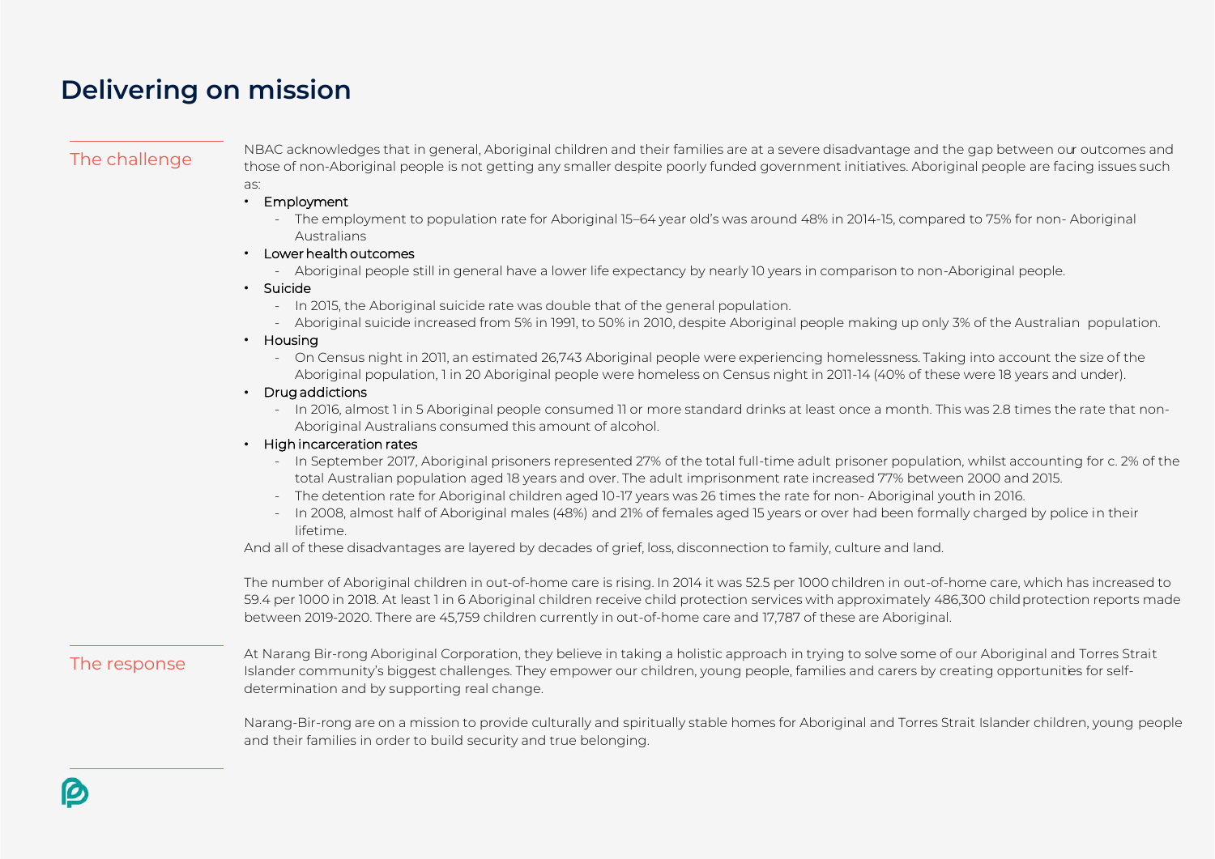# Delivering on mission

## The challenge

NBAC acknowledges that in general, Aboriginal children and their families are at a severe disadvantage and the gap between our outcomes and those of non-Aboriginal people is not getting any smaller despite poorly funded government initiatives. Aboriginal people are facing issues such as:

- Employment
  - The employment to population rate for Aboriginal 15–64 year old's was around 48% in 2014-15, compared to 75% for non- Aboriginal Australians
- Lower health outcomes
  - Aboriginal people still in general have a lower life expectancy by nearly 10 years in comparison to non-Aboriginal people.
- Suicide
  - In 2015, the Aboriginal suicide rate was double that of the general population.
  - Aboriginal suicide increased from 5% in 1991, to 50% in 2010, despite Aboriginal people making up only 3% of the Australian population.
- Housing
  - On Census night in 2011, an estimated 26,743 Aboriginal people were experiencing homelessness. Taking into account the size of the Aboriginal population, 1 in 20 Aboriginal people were homeless on Census night in 2011-14 (40% of these were 18 years and under).
- Drug addictions
  - In 2016, almost 1 in 5 Aboriginal people consumed 11 or more standard drinks at least once a month. This was 2.8 times the rate that non-Aboriginal Australians consumed this amount of alcohol.
- High incarceration rates
  - In September 2017, Aboriginal prisoners represented 27% of the total full-time adult prisoner population, whilst accounting for c. 2% of the total Australian population aged 18 years and over. The adult imprisonment rate increased 77% between 2000 and 2015.
  - The detention rate for Aboriginal children aged 10-17 years was 26 times the rate for non- Aboriginal youth in 2016.
  - In 2008, almost half of Aboriginal males (48%) and 21% of females aged 15 years or over had been formally charged by police in their lifetime.

And all of these disadvantages are layered by decades of grief, loss, disconnection to family, culture and land.

The number of Aboriginal children in out-of-home care is rising. In 2014 it was 52.5 per 1000 children in out-of-home care, which has increased to 59.4 per 1000 in 2018. At least 1 in 6 Aboriginal children receive child protection services with approximately 486,300 child protection reports made between 2019-2020. There are 45,759 children currently in out-of-home care and 17,787 of these are Aboriginal.

## The response

At Narang Bir-rong Aboriginal Corporation, they believe in taking a holistic approach in trying to solve some of our Aboriginal and Torres Strait Islander community's biggest challenges. They empower our children, young people, families and carers by creating opportunities for self-determination and by supporting real change.

Narang-Bir-rong are on a mission to provide culturally and spiritually stable homes for Aboriginal and Torres Strait Islander children, young people and their families in order to build security and true belonging.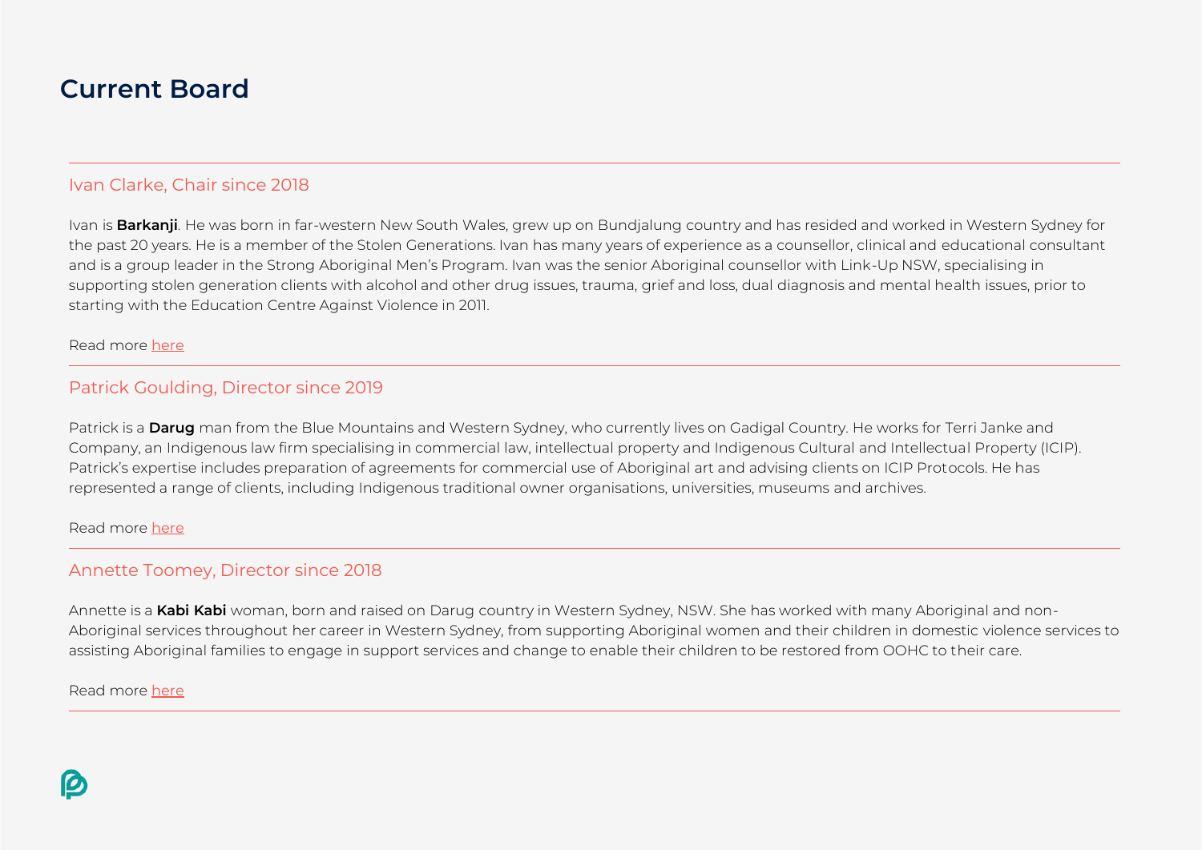# Current Board

---

## Ivan Clarke, Chair since 2018

Ivan is **Barkanji**. He was born in far-western New South Wales, grew up on Bundjalung country and has resided and worked in Western Sydney for the past 20 years. He is a member of the Stolen Generations. Ivan has many years of experience as a counsellor, clinical and educational consultant and is a group leader in the Strong Aboriginal Men's Program. Ivan was the senior Aboriginal counsellor with Link-Up NSW, specialising in supporting stolen generation clients with alcohol and other drug issues, trauma, grief and loss, dual diagnosis and mental health issues, prior to starting with the Education Centre Against Violence in 2011.

Read more here

---

## Patrick Goulding, Director since 2019

Patrick is a **Darug** man from the Blue Mountains and Western Sydney, who currently lives on Gadigal Country. He works for Terri Janke and Company, an Indigenous law firm specialising in commercial law, intellectual property and Indigenous Cultural and Intellectual Property (ICIP). Patrick's expertise includes preparation of agreements for commercial use of Aboriginal art and advising clients on ICIP Protocols. He has represented a range of clients, including Indigenous traditional owner organisations, universities, museums and archives.

Read more here

---

## Annette Toomey, Director since 2018

Annette is a **Kabi Kabi** woman, born and raised on Darug country in Western Sydney, NSW. She has worked with many Aboriginal and non-Aboriginal services throughout her career in Western Sydney, from supporting Aboriginal women and their children in domestic violence services to assisting Aboriginal families to engage in support services and change to enable their children to be restored from OOHC to their care.

Read more here

---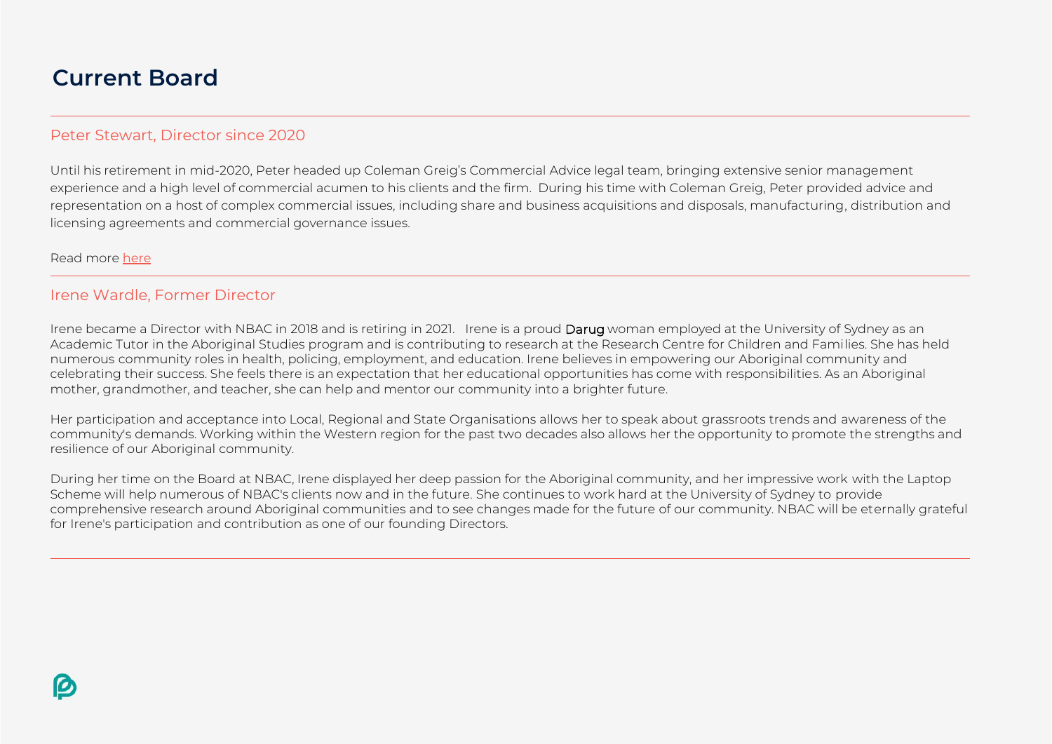# Current Board

## Peter Stewart, Director since 2020

Until his retirement in mid-2020, Peter headed up Coleman Greig's Commercial Advice legal team, bringing extensive senior management experience and a high level of commercial acumen to his clients and the firm. During his time with Coleman Greig, Peter provided advice and representation on a host of complex commercial issues, including share and business acquisitions and disposals, manufacturing, distribution and licensing agreements and commercial governance issues.

Read more here

## Irene Wardle, Former Director

Irene became a Director with NBAC in 2018 and is retiring in 2021. Irene is a proud Darug woman employed at the University of Sydney as an Academic Tutor in the Aboriginal Studies program and is contributing to research at the Research Centre for Children and Families. She has held numerous community roles in health, policing, employment, and education. Irene believes in empowering our Aboriginal community and celebrating their success. She feels there is an expectation that her educational opportunities has come with responsibilities. As an Aboriginal mother, grandmother, and teacher, she can help and mentor our community into a brighter future.

Her participation and acceptance into Local, Regional and State Organisations allows her to speak about grassroots trends and awareness of the community's demands. Working within the Western region for the past two decades also allows her the opportunity to promote the strengths and resilience of our Aboriginal community.

During her time on the Board at NBAC, Irene displayed her deep passion for the Aboriginal community, and her impressive work with the Laptop Scheme will help numerous of NBAC's clients now and in the future. She continues to work hard at the University of Sydney to provide comprehensive research around Aboriginal communities and to see changes made for the future of our community. NBAC will be eternally grateful for Irene's participation and contribution as one of our founding Directors.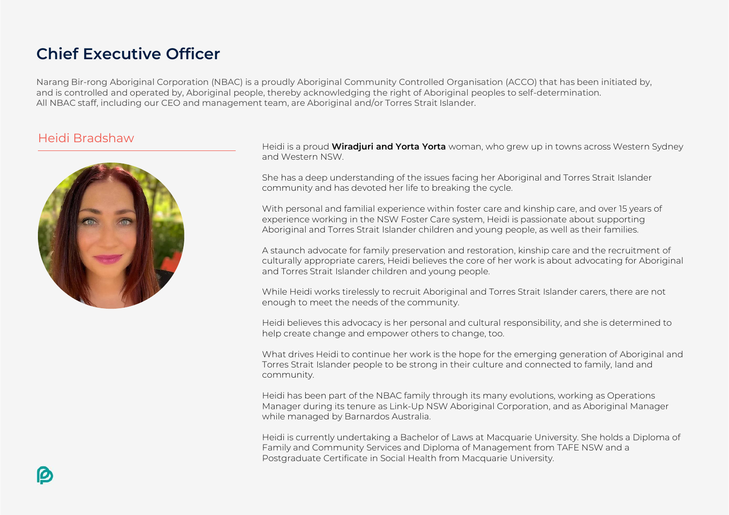# Chief Executive Officer

Narang Bir-rong Aboriginal Corporation (NBAC) is a proudly Aboriginal Community Controlled Organisation (ACCO) that has been initiated by, and is controlled and operated by, Aboriginal people, thereby acknowledging the right of Aboriginal peoples to self-determination. All NBAC staff, including our CEO and management team, are Aboriginal and/or Torres Strait Islander.

## Heidi Bradshaw

Heidi is a proud **Wiradjuri and Yorta Yorta** woman, who grew up in towns across Western Sydney and Western NSW.

She has a deep understanding of the issues facing her Aboriginal and Torres Strait Islander community and has devoted her life to breaking the cycle.

With personal and familial experience within foster care and kinship care, and over 15 years of experience working in the NSW Foster Care system, Heidi is passionate about supporting Aboriginal and Torres Strait Islander children and young people, as well as their families.

A staunch advocate for family preservation and restoration, kinship care and the recruitment of culturally appropriate carers, Heidi believes the core of her work is about advocating for Aboriginal and Torres Strait Islander children and young people.

While Heidi works tirelessly to recruit Aboriginal and Torres Strait Islander carers, there are not enough to meet the needs of the community.

Heidi believes this advocacy is her personal and cultural responsibility, and she is determined to help create change and empower others to change, too.

What drives Heidi to continue her work is the hope for the emerging generation of Aboriginal and Torres Strait Islander people to be strong in their culture and connected to family, land and community.

Heidi has been part of the NBAC family through its many evolutions, working as Operations Manager during its tenure as Link-Up NSW Aboriginal Corporation, and as Aboriginal Manager while managed by Barnardos Australia.

Heidi is currently undertaking a Bachelor of Laws at Macquarie University. She holds a Diploma of Family and Community Services and Diploma of Management from TAFE NSW and a Postgraduate Certificate in Social Health from Macquarie University.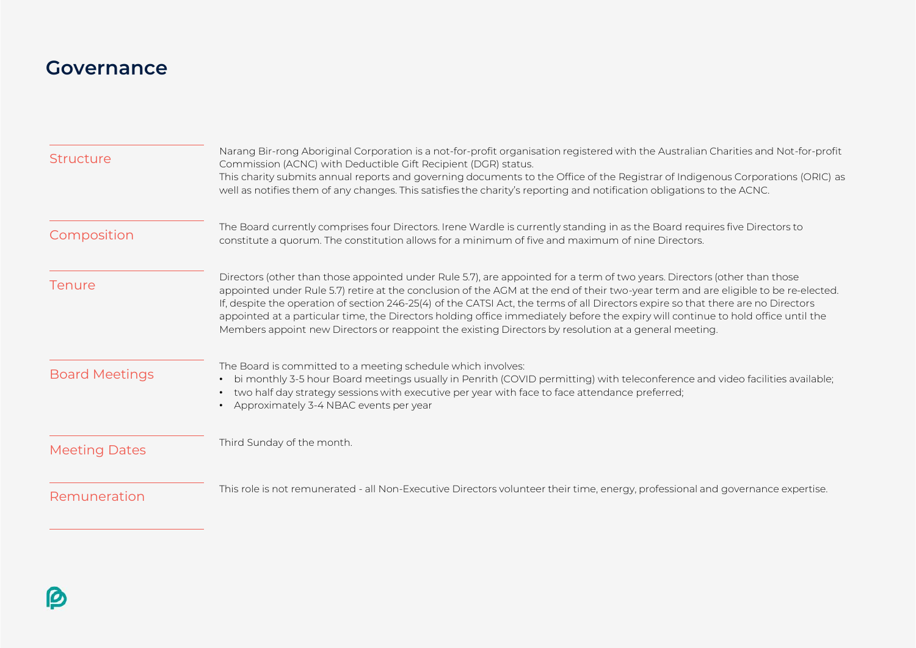# Governance

## Structure

Narang Bir-rong Aboriginal Corporation is a not-for-profit organisation registered with the Australian Charities and Not-for-profit Commission (ACNC) with Deductible Gift Recipient (DGR) status.
This charity submits annual reports and governing documents to the Office of the Registrar of Indigenous Corporations (ORIC) as well as notifies them of any changes. This satisfies the charity's reporting and notification obligations to the ACNC.

## Composition

The Board currently comprises four Directors. Irene Wardle is currently standing in as the Board requires five Directors to constitute a quorum. The constitution allows for a minimum of five and maximum of nine Directors.

## Tenure

Directors (other than those appointed under Rule 5.7), are appointed for a term of two years. Directors (other than those appointed under Rule 5.7) retire at the conclusion of the AGM at the end of their two-year term and are eligible to be re-elected. If, despite the operation of section 246-25(4) of the CATSI Act, the terms of all Directors expire so that there are no Directors appointed at a particular time, the Directors holding office immediately before the expiry will continue to hold office until the Members appoint new Directors or reappoint the existing Directors by resolution at a general meeting.

## Board Meetings

The Board is committed to a meeting schedule which involves:

- bi monthly 3-5 hour Board meetings usually in Penrith (COVID permitting) with teleconference and video facilities available;
- two half day strategy sessions with executive per year with face to face attendance preferred;
- Approximately 3-4 NBAC events per year

## Meeting Dates

Third Sunday of the month.

## Remuneration

This role is not remunerated - all Non-Executive Directors volunteer their time, energy, professional and governance expertise.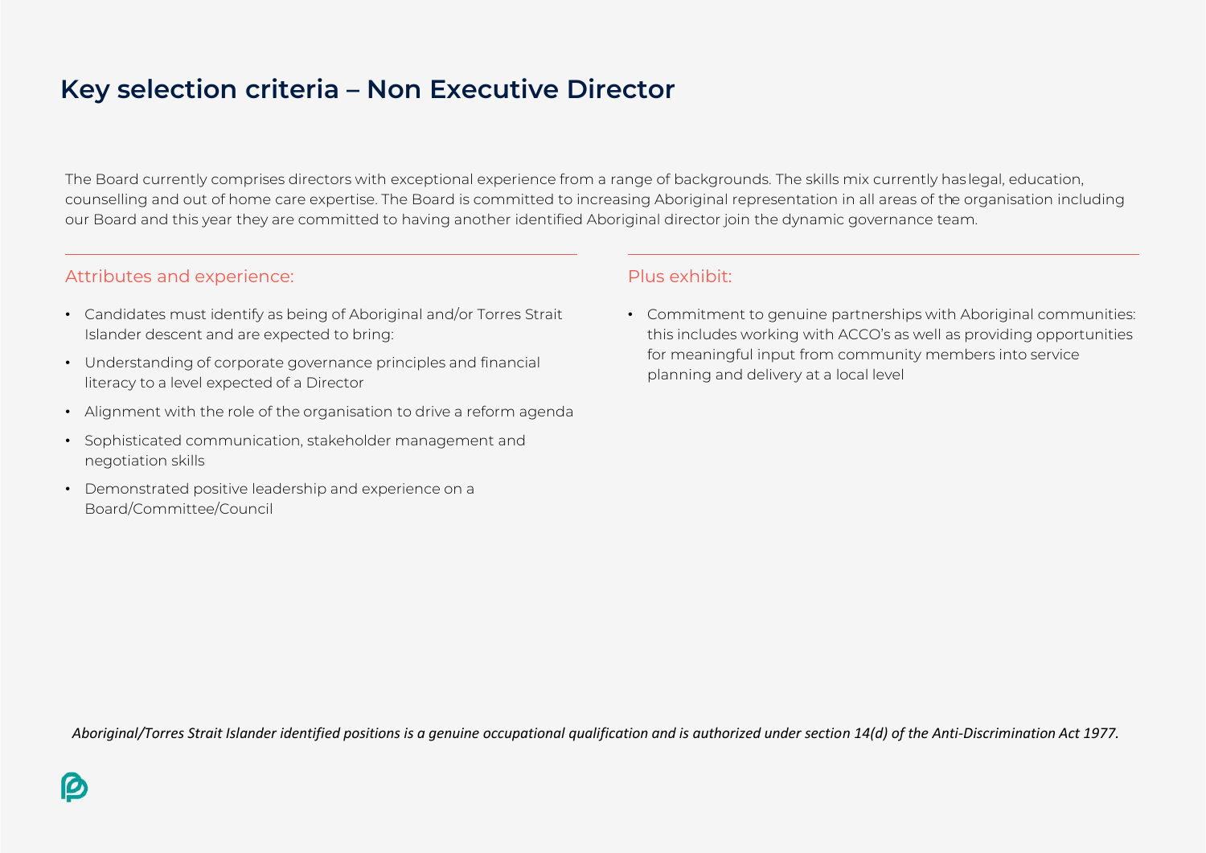# Key selection criteria – Non Executive Director

The Board currently comprises directors with exceptional experience from a range of backgrounds. The skills mix currently has legal, education, counselling and out of home care expertise. The Board is committed to increasing Aboriginal representation in all areas of the organisation including our Board and this year they are committed to having another identified Aboriginal director join the dynamic governance team.

## Attributes and experience:

- Candidates must identify as being of Aboriginal and/or Torres Strait Islander descent and are expected to bring:
- Understanding of corporate governance principles and financial literacy to a level expected of a Director
- Alignment with the role of the organisation to drive a reform agenda
- Sophisticated communication, stakeholder management and negotiation skills
- Demonstrated positive leadership and experience on a Board/Committee/Council

## Plus exhibit:

- Commitment to genuine partnerships with Aboriginal communities: this includes working with ACCO's as well as providing opportunities for meaningful input from community members into service planning and delivery at a local level

*Aboriginal/Torres Strait Islander identified positions is a genuine occupational qualification and is authorized under section 14(d) of the Anti-Discrimination Act 1977.*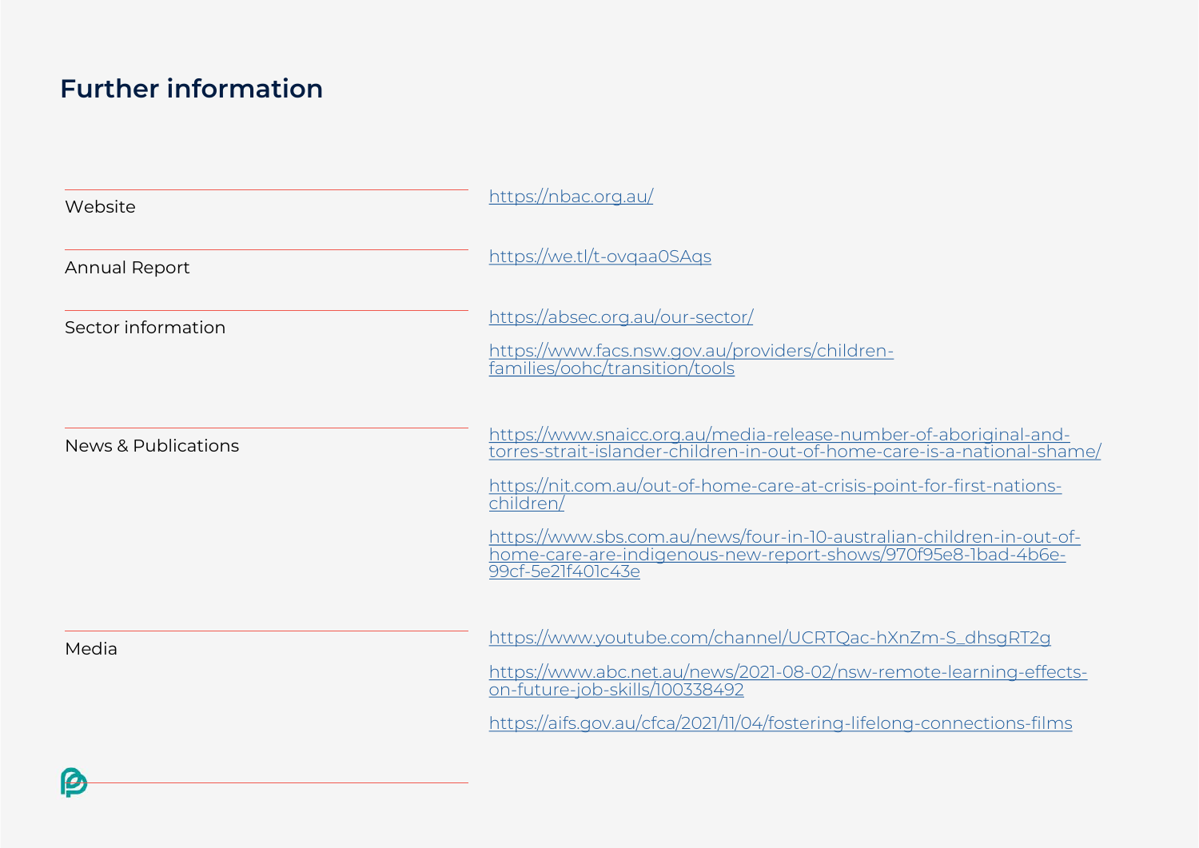## Further information

| | |
|---|---|
| Website | https://nbac.org.au/ |
| Annual Report | https://we.tl/t-ovqaa0SAqs |
| Sector information | https://absec.org.au/our-sector/<br>https://www.facs.nsw.gov.au/providers/children-families/oohc/transition/tools |
| News & Publications | https://www.snaicc.org.au/media-release-number-of-aboriginal-and-torres-strait-islander-children-in-out-of-home-care-is-a-national-shame/<br>https://nit.com.au/out-of-home-care-at-crisis-point-for-first-nations-children/<br>https://www.sbs.com.au/news/four-in-10-australian-children-in-out-of-home-care-are-indigenous-new-report-shows/970f95e8-1bad-4b6e-99cf-5e21f401c43e |
| Media | https://www.youtube.com/channel/UCRTQac-hXnZm-S_dhsgRT2g<br>https://www.abc.net.au/news/2021-08-02/nsw-remote-learning-effects-on-future-job-skills/100338492<br>https://aifs.gov.au/cfca/2021/11/04/fostering-lifelong-connections-films |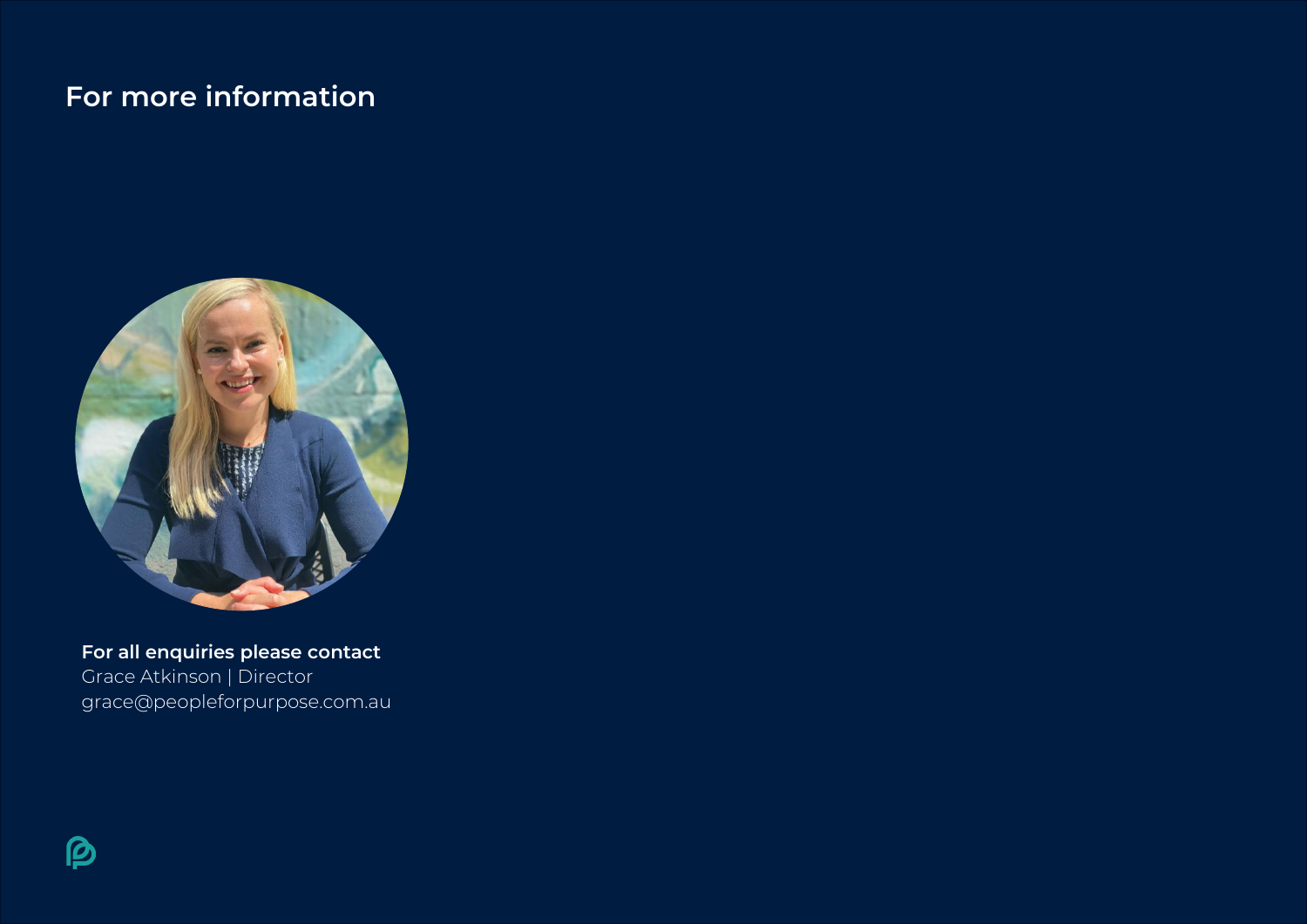# For more information

**For all enquiries please contact**
Grace Atkinson | Director
grace@peopleforpurpose.com.au